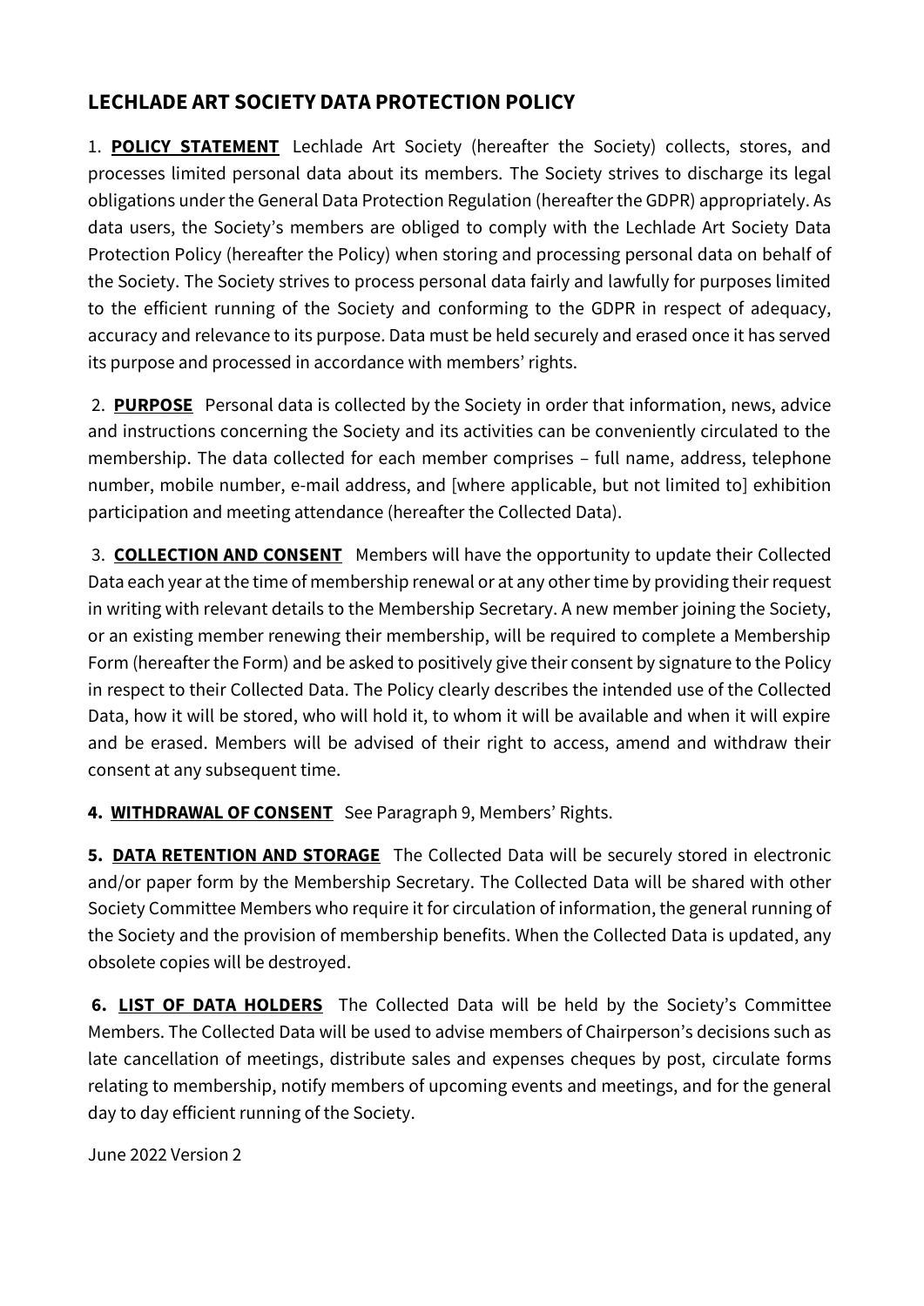# LECHLADE ART SOCIETY DATA PROTECTION POLICY

1. **POLICY STATEMENT** Lechlade Art Society (hereafter the Society) collects, stores, and processes limited personal data about its members. The Society strives to discharge its legal obligations under the General Data Protection Regulation (hereafter the GDPR) appropriately. As data users, the Society's members are obliged to comply with the Lechlade Art Society Data Protection Policy (hereafter the Policy) when storing and processing personal data on behalf of the Society. The Society strives to process personal data fairly and lawfully for purposes limited to the efficient running of the Society and conforming to the GDPR in respect of adequacy, accuracy and relevance to its purpose. Data must be held securely and erased once it has served its purpose and processed in accordance with members' rights.

2. **PURPOSE** Personal data is collected by the Society in order that information, news, advice and instructions concerning the Society and its activities can be conveniently circulated to the membership. The data collected for each member comprises – full name, address, telephone number, mobile number, e-mail address, and [where applicable, but not limited to] exhibition participation and meeting attendance (hereafter the Collected Data).

3. **COLLECTION AND CONSENT** Members will have the opportunity to update their Collected Data each year at the time of membership renewal or at any other time by providing their request in writing with relevant details to the Membership Secretary. A new member joining the Society, or an existing member renewing their membership, will be required to complete a Membership Form (hereafter the Form) and be asked to positively give their consent by signature to the Policy in respect to their Collected Data. The Policy clearly describes the intended use of the Collected Data, how it will be stored, who will hold it, to whom it will be available and when it will expire and be erased. Members will be advised of their right to access, amend and withdraw their consent at any subsequent time.

4. **WITHDRAWAL OF CONSENT** See Paragraph 9, Members' Rights.

5. **DATA RETENTION AND STORAGE** The Collected Data will be securely stored in electronic and/or paper form by the Membership Secretary. The Collected Data will be shared with other Society Committee Members who require it for circulation of information, the general running of the Society and the provision of membership benefits. When the Collected Data is updated, any obsolete copies will be destroyed.

6. **LIST OF DATA HOLDERS** The Collected Data will be held by the Society's Committee Members. The Collected Data will be used to advise members of Chairperson's decisions such as late cancellation of meetings, distribute sales and expenses cheques by post, circulate forms relating to membership, notify members of upcoming events and meetings, and for the general day to day efficient running of the Society.

June 2022 Version 2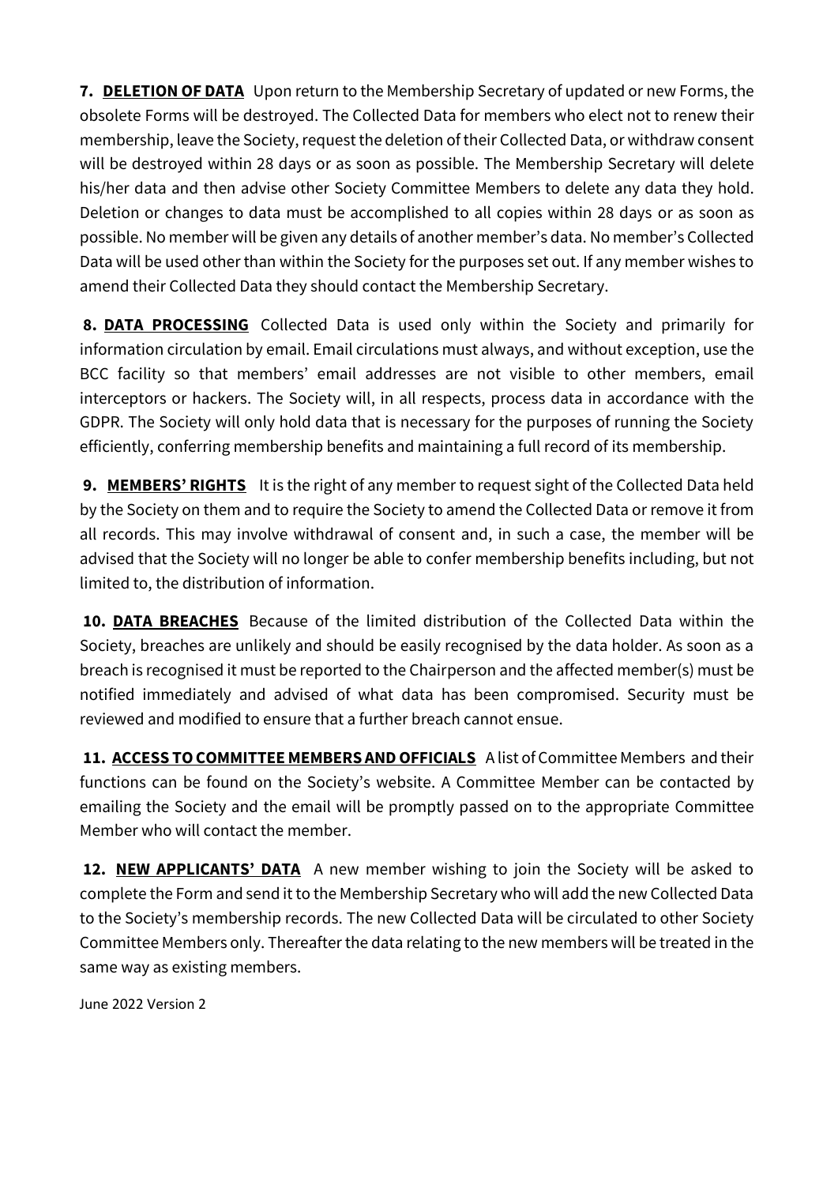**7. <u>DELETION OF DATA</u>** Upon return to the Membership Secretary of updated or new Forms, the obsolete Forms will be destroyed. The Collected Data for members who elect not to renew their membership, leave the Society, request the deletion of their Collected Data, or withdraw consent will be destroyed within 28 days or as soon as possible. The Membership Secretary will delete his/her data and then advise other Society Committee Members to delete any data they hold. Deletion or changes to data must be accomplished to all copies within 28 days or as soon as possible. No member will be given any details of another member's data. No member's Collected Data will be used other than within the Society for the purposes set out. If any member wishes to amend their Collected Data they should contact the Membership Secretary.

**8. <u>DATA PROCESSING</u>** Collected Data is used only within the Society and primarily for information circulation by email. Email circulations must always, and without exception, use the BCC facility so that members' email addresses are not visible to other members, email interceptors or hackers. The Society will, in all respects, process data in accordance with the GDPR. The Society will only hold data that is necessary for the purposes of running the Society efficiently, conferring membership benefits and maintaining a full record of its membership.

**9. <u>MEMBERS' RIGHTS</u>** It is the right of any member to request sight of the Collected Data held by the Society on them and to require the Society to amend the Collected Data or remove it from all records. This may involve withdrawal of consent and, in such a case, the member will be advised that the Society will no longer be able to confer membership benefits including, but not limited to, the distribution of information.

**10. <u>DATA BREACHES</u>** Because of the limited distribution of the Collected Data within the Society, breaches are unlikely and should be easily recognised by the data holder. As soon as a breach is recognised it must be reported to the Chairperson and the affected member(s) must be notified immediately and advised of what data has been compromised. Security must be reviewed and modified to ensure that a further breach cannot ensue.

**11. <u>ACCESS TO COMMITTEE MEMBERS AND OFFICIALS</u>** A list of Committee Members and their functions can be found on the Society's website. A Committee Member can be contacted by emailing the Society and the email will be promptly passed on to the appropriate Committee Member who will contact the member.

**12. <u>NEW APPLICANTS' DATA</u>** A new member wishing to join the Society will be asked to complete the Form and send it to the Membership Secretary who will add the new Collected Data to the Society's membership records. The new Collected Data will be circulated to other Society Committee Members only. Thereafter the data relating to the new members will be treated in the same way as existing members.

June 2022 Version 2